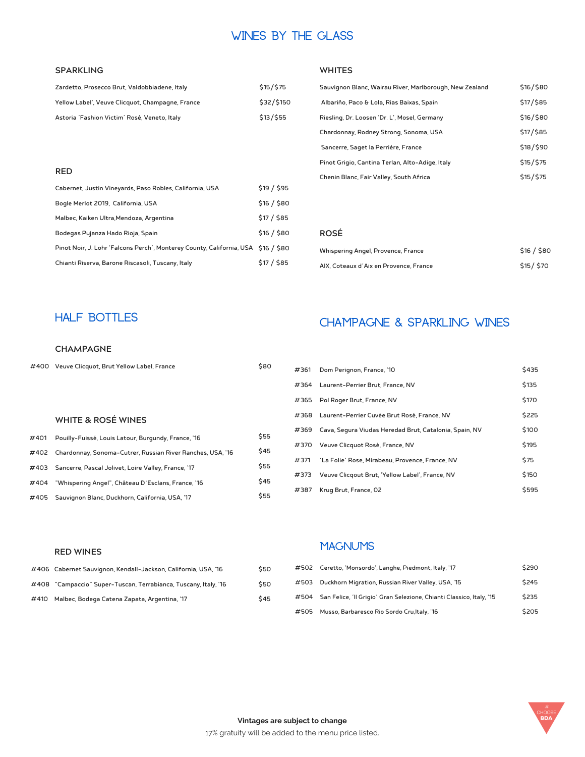# WINES BY THE GLASS

### SPARKLING

| | |
|---|---|
| Zardetto, Prosecco Brut, Valdobbiadene, Italy | $15/$75 |
| Yellow Label', Veuve Clicquot, Champagne, France | $32/$150 |
| Astoria 'Fashion Victim' Rosé, Veneto, Italy | $13/$55 |

### RED

| | |
|---|---|
| Cabernet, Justin Vineyards, Paso Robles, California, USA | $19 / $95 |
| Bogle Merlot 2019, California, USA | $16 / $80 |
| Malbec, Kaiken Ultra,Mendoza, Argentina | $17 / $85 |
| Bodegas Pujanza Hado Rioja, Spain | $16 / $80 |
| Pinot Noir, J. Lohr 'Falcons Perch', Monterey County, California, USA | $16 / $80 |
| Chianti Riserva, Barone Riscasoli, Tuscany, Italy | $17 / $85 |

### WHITES

| | |
|---|---|
| Sauvignon Blanc, Wairau River, Marlborough, New Zealand | $16/$80 |
| Albariño, Paco & Lola, Rias Baixas, Spain | $17/$85 |
| Riesling, Dr. Loosen 'Dr. L', Mosel, Germany | $16/$80 |
| Chardonnay, Rodney Strong, Sonoma, USA | $17/$85 |
| Sancerre, Saget la Perrière, France | $18/$90 |
| Pinot Grigio, Cantina Terlan, Alto-Adige, Italy | $15/$75 |
| Chenin Blanc, Fair Valley, South Africa | $15/$75 |

### ROSÉ

| | |
|---|---|
| Whispering Angel, Provence, France | $16 / $80 |
| AIX, Coteaux d'Aix en Provence, France | $15/ $70 |

# HALF BOTTLES

### CHAMPAGNE

| | | |
|---|---|---|
| #400 | Veuve Clicquot, Brut Yellow Label, France | $80 |

### WHITE & ROSÉ WINES

| | | |
|---|---|---|
| #401 | Pouilly-Fuissé, Louis Latour, Burgundy, France, '16 | $55 |
| #402 | Chardonnay, Sonoma-Cutrer, Russian River Ranches, USA, '16 | $45 |
| #403 | Sancerre, Pascal Jolivet, Loire Valley, France, '17 | $55 |
| #404 | "Whispering Angel", Château D'Esclans, France, '16 | $45 |
| #405 | Sauvignon Blanc, Duckhorn, California, USA, '17 | $55 |

### RED WINES

| | | |
|---|---|---|
| #406 | Cabernet Sauvignon, Kendall-Jackson, California, USA, '16 | $50 |
| #408 | "Campaccio" Super-Tuscan, Terrabianca, Tuscany, Italy, '16 | $50 |
| #410 | Malbec, Bodega Catena Zapata, Argentina, '17 | $45 |

# CHAMPAGNE & SPARKLING WINES

| | | |
|---|---|---|
| #361 | Dom Perignon, France, '10 | $435 |
| #364 | Laurent-Perrier Brut, France, NV | $135 |
| #365 | Pol Roger Brut, France, NV | $170 |
| #368 | Laurent-Perrier Cuvée Brut Rosé, France, NV | $225 |
| #369 | Cava, Segura Viudas Heredad Brut, Catalonia, Spain, NV | $100 |
| #370 | Veuve Clicquot Rosé, France, NV | $195 |
| #371 | 'La Folie' Rose, Mirabeau, Provence, France, NV | $75 |
| #373 | Veuve Clicqout Brut, 'Yellow Label', France, NV | $150 |
| #387 | Krug Brut, France, 02 | $595 |

# MAGNUMS

| | | |
|---|---|---|
| #502 | Ceretto, 'Monsordo', Langhe, Piedmont, Italy, '17 | $290 |
| #503 | Duckhorn Migration, Russian River Valley, USA, '15 | $245 |
| #504 | San Felice, 'Il Grigio' Gran Selezione, Chianti Classico, Italy, '15 | $235 |
| #505 | Musso, Barbaresco Rio Sordo Cru,Italy, '16 | $205 |

**Vintages are subject to change**

17% gratuity will be added to the menu price listed.

# CHOOSE BDA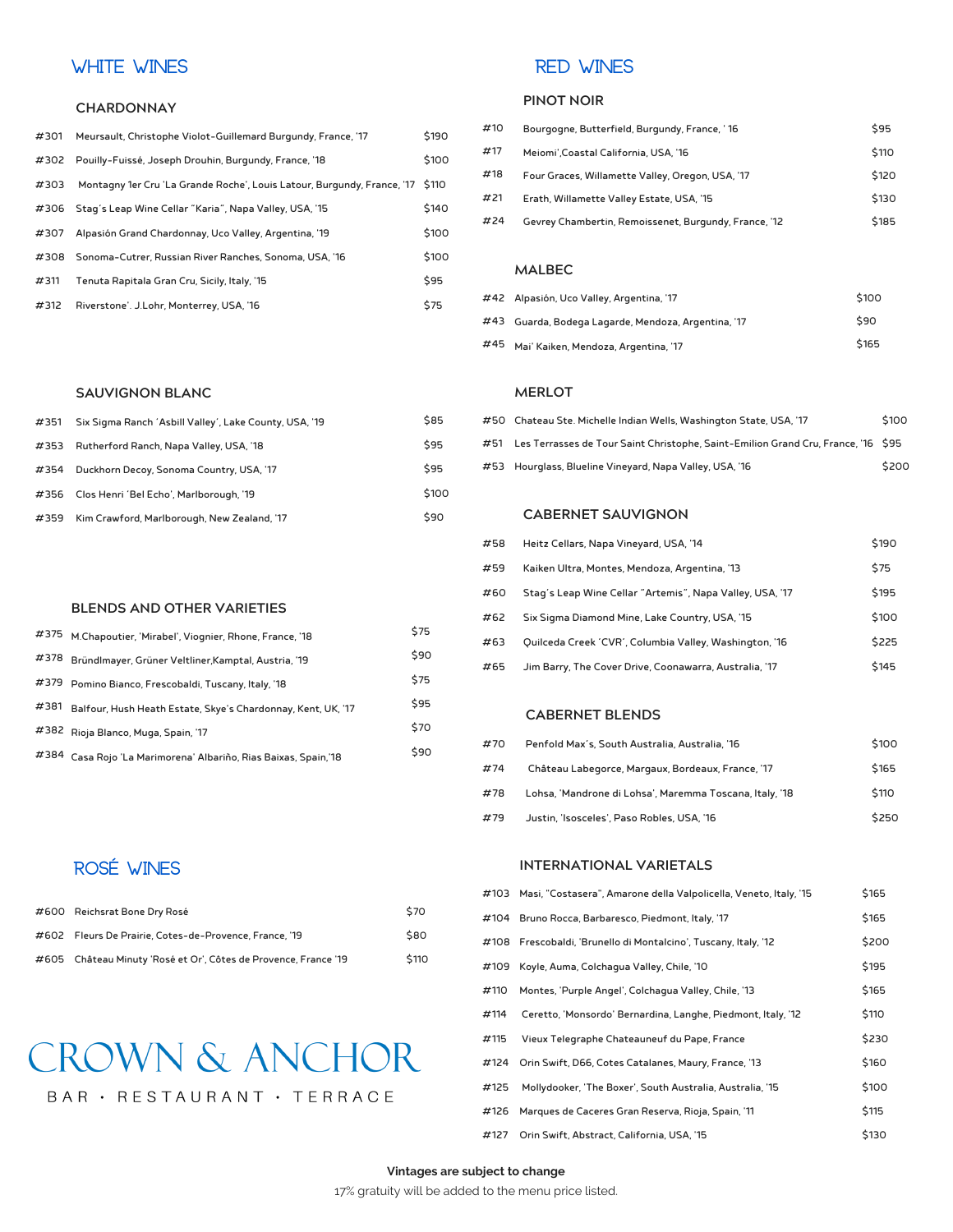# WHITE WINES

## CHARDONNAY

| | | |
|---|---|---|
| #301 | Meursault, Christophe Violot-Guillemard Burgundy, France, '17 | $190 |
| #302 | Pouilly-Fuissé, Joseph Drouhin, Burgundy, France, '18 | $100 |
| #303 | Montagny 1er Cru 'La Grande Roche', Louis Latour, Burgundy, France, '17 | $110 |
| #306 | Stag's Leap Wine Cellar "Karia", Napa Valley, USA, '15 | $140 |
| #307 | Alpasión Grand Chardonnay, Uco Valley, Argentina, '19 | $100 |
| #308 | Sonoma-Cutrer, Russian River Ranches, Sonoma, USA, '16 | $100 |
| #311 | Tenuta Rapitala Gran Cru, Sicily, Italy, '15 | $95 |
| #312 | Riverstone'. J.Lohr, Monterrey, USA, '16 | $75 |

## SAUVIGNON BLANC

| | | |
|---|---|---|
| #351 | Six Sigma Ranch 'Asbill Valley', Lake County, USA, '19 | $85 |
| #353 | Rutherford Ranch, Napa Valley, USA, '18 | $95 |
| #354 | Duckhorn Decoy, Sonoma Country, USA, '17 | $95 |
| #356 | Clos Henri 'Bel Echo', Marlborough, '19 | $100 |
| #359 | Kim Crawford, Marlborough, New Zealand, '17 | $90 |

## BLENDS AND OTHER VARIETIES

| | | |
|---|---|---|
| #375 | M.Chapoutier, 'Mirabel', Viognier, Rhone, France, '18 | $75 |
| #378 | Bründlmayer, Grüner Veltliner,Kamptal, Austria, '19 | $90 |
| #379 | Pomino Bianco, Frescobaldi, Tuscany, Italy, '18 | $75 |
| #381 | Balfour, Hush Heath Estate, Skye's Chardonnay, Kent, UK, '17 | $95 |
| #382 | Rioja Blanco, Muga, Spain, '17 | $70 |
| #384 | Casa Rojo 'La Marimorena' Albariño, Rias Baixas, Spain,'18 | $90 |

# ROSÉ WINES

| | | |
|---|---|---|
| #600 | Reichsrat Bone Dry Rosé | $70 |
| #602 | Fleurs De Prairie, Cotes-de-Provence, France, '19 | $80 |
| #605 | Château Minuty 'Rosé et Or', Côtes de Provence, France '19 | $110 |

CROWN & ANCHOR

BAR • RESTAURANT • TERRACE

# RED WINES

## PINOT NOIR

| | | |
|---|---|---|
| #10 | Bourgogne, Butterfield, Burgundy, France, ' 16 | $95 |
| #17 | Meiomi',Coastal California, USA, '16 | $110 |
| #18 | Four Graces, Willamette Valley, Oregon, USA, '17 | $120 |
| #21 | Erath, Willamette Valley Estate, USA, '15 | $130 |
| #24 | Gevrey Chambertin, Remoissenet, Burgundy, France, '12 | $185 |

## MALBEC

| | | |
|---|---|---|
| #42 | Alpasión, Uco Valley, Argentina, '17 | $100 |
| #43 | Guarda, Bodega Lagarde, Mendoza, Argentina, '17 | $90 |
| #45 | Mai' Kaiken, Mendoza, Argentina, '17 | $165 |

## MERLOT

| | | |
|---|---|---|
| #50 | Chateau Ste. Michelle Indian Wells, Washington State, USA, '17 | $100 |
| #51 | Les Terrasses de Tour Saint Christophe, Saint-Emilion Grand Cru, France, '16 | $95 |
| #53 | Hourglass, Blueline Vineyard, Napa Valley, USA, '16 | $200 |

## CABERNET SAUVIGNON

| | | |
|---|---|---|
| #58 | Heitz Cellars, Napa Vineyard, USA, '14 | $190 |
| #59 | Kaiken Ultra, Montes, Mendoza, Argentina, '13 | $75 |
| #60 | Stag's Leap Wine Cellar "Artemis", Napa Valley, USA, '17 | $195 |
| #62 | Six Sigma Diamond Mine, Lake Country, USA, '15 | $100 |
| #63 | Quilceda Creek 'CVR', Columbia Valley, Washington, '16 | $225 |
| #65 | Jim Barry, The Cover Drive, Coonawarra, Australia, '17 | $145 |

## CABERNET BLENDS

| | | |
|---|---|---|
| #70 | Penfold Max's, South Australia, Australia, '16 | $100 |
| #74 | Château Labegorce, Margaux, Bordeaux, France, '17 | $165 |
| #78 | Lohsa, 'Mandrone di Lohsa', Maremma Toscana, Italy, '18 | $110 |
| #79 | Justin, 'Isosceles', Paso Robles, USA, '16 | $250 |

## INTERNATIONAL VARIETALS

| | | |
|---|---|---|
| #103 | Masi, "Costasera", Amarone della Valpolicella, Veneto, Italy, '15 | $165 |
| #104 | Bruno Rocca, Barbaresco, Piedmont, Italy, '17 | $165 |
| #108 | Frescobaldi, 'Brunello di Montalcino', Tuscany, Italy, '12 | $200 |
| #109 | Koyle, Auma, Colchagua Valley, Chile, '10 | $195 |
| #110 | Montes, 'Purple Angel', Colchagua Valley, Chile, '13 | $165 |
| #114 | Ceretto, 'Monsordo' Bernardina, Langhe, Piedmont, Italy, '12 | $110 |
| #115 | Vieux Telegraphe Chateauneuf du Pape, France | $230 |
| #124 | Orin Swift, D66, Cotes Catalanes, Maury, France, '13 | $160 |
| #125 | Mollydooker, 'The Boxer', South Australia, Australia, '15 | $100 |
| #126 | Marques de Caceres Gran Reserva, Rioja, Spain, '11 | $115 |
| #127 | Orin Swift, Abstract, California, USA, '15 | $130 |

**Vintages are subject to change**

17% gratuity will be added to the menu price listed.